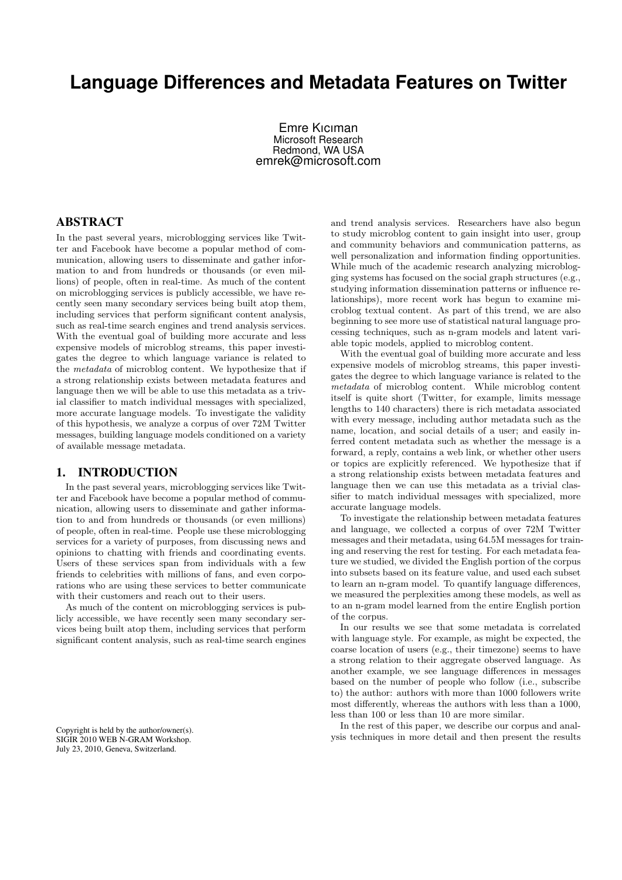# Language Differences and Metadata Features on Twitter

Emre Kıcıman
Microsoft Research
Redmond, WA USA
emrek@microsoft.com

## ABSTRACT

In the past several years, microblogging services like Twitter and Facebook have become a popular method of communication, allowing users to disseminate and gather information to and from hundreds or thousands (or even millions) of people, often in real-time. As much of the content on microblogging services is publicly accessible, we have recently seen many secondary services being built atop them, including services that perform significant content analysis, such as real-time search engines and trend analysis services. With the eventual goal of building more accurate and less expensive models of microblog streams, this paper investigates the degree to which language variance is related to the *metadata* of microblog content. We hypothesize that if a strong relationship exists between metadata features and language then we will be able to use this metadata as a trivial classifier to match individual messages with specialized, more accurate language models. To investigate the validity of this hypothesis, we analyze a corpus of over 72M Twitter messages, building language models conditioned on a variety of available message metadata.

## 1. INTRODUCTION

In the past several years, microblogging services like Twitter and Facebook have become a popular method of communication, allowing users to disseminate and gather information to and from hundreds or thousands (or even millions) of people, often in real-time. People use these microblogging services for a variety of purposes, from discussing news and opinions to chatting with friends and coordinating events. Users of these services span from individuals with a few friends to celebrities with millions of fans, and even corporations who are using these services to better communicate with their customers and reach out to their users.

As much of the content on microblogging services is publicly accessible, we have recently seen many secondary services being built atop them, including services that perform significant content analysis, such as real-time search engines and trend analysis services. Researchers have also begun to study microblog content to gain insight into user, group and community behaviors and communication patterns, as well personalization and information finding opportunities. While much of the academic research analyzing microblogging systems has focused on the social graph structures (e.g., studying information dissemination patterns or influence relationships), more recent work has begun to examine microblog textual content. As part of this trend, we are also beginning to see more use of statistical natural language processing techniques, such as n-gram models and latent variable topic models, applied to microblog content.

With the eventual goal of building more accurate and less expensive models of microblog streams, this paper investigates the degree to which language variance is related to the *metadata* of microblog content. While microblog content itself is quite short (Twitter, for example, limits message lengths to 140 characters) there is rich metadata associated with every message, including author metadata such as the name, location, and social details of a user; and easily inferred content metadata such as whether the message is a forward, a reply, contains a web link, or whether other users or topics are explicitly referenced. We hypothesize that if a strong relationship exists between metadata features and language then we can use this metadata as a trivial classifier to match individual messages with specialized, more accurate language models.

To investigate the relationship between metadata features and language, we collected a corpus of over 72M Twitter messages and their metadata, using 64.5M messages for training and reserving the rest for testing. For each metadata feature we studied, we divided the English portion of the corpus into subsets based on its feature value, and used each subset to learn an n-gram model. To quantify language differences, we measured the perplexities among these models, as well as to an n-gram model learned from the entire English portion of the corpus.

In our results we see that some metadata is correlated with language style. For example, as might be expected, the coarse location of users (e.g., their timezone) seems to have a strong relation to their aggregate observed language. As another example, we see language differences in messages based on the number of people who follow (i.e., subscribe to) the author: authors with more than 1000 followers write most differently, whereas the authors with less than a 1000, less than 100 or less than 10 are more similar.

In the rest of this paper, we describe our corpus and analysis techniques in more detail and then present the results

Copyright is held by the author/owner(s).
SIGIR 2010 WEB N-GRAM Workshop.
July 23, 2010, Geneva, Switzerland.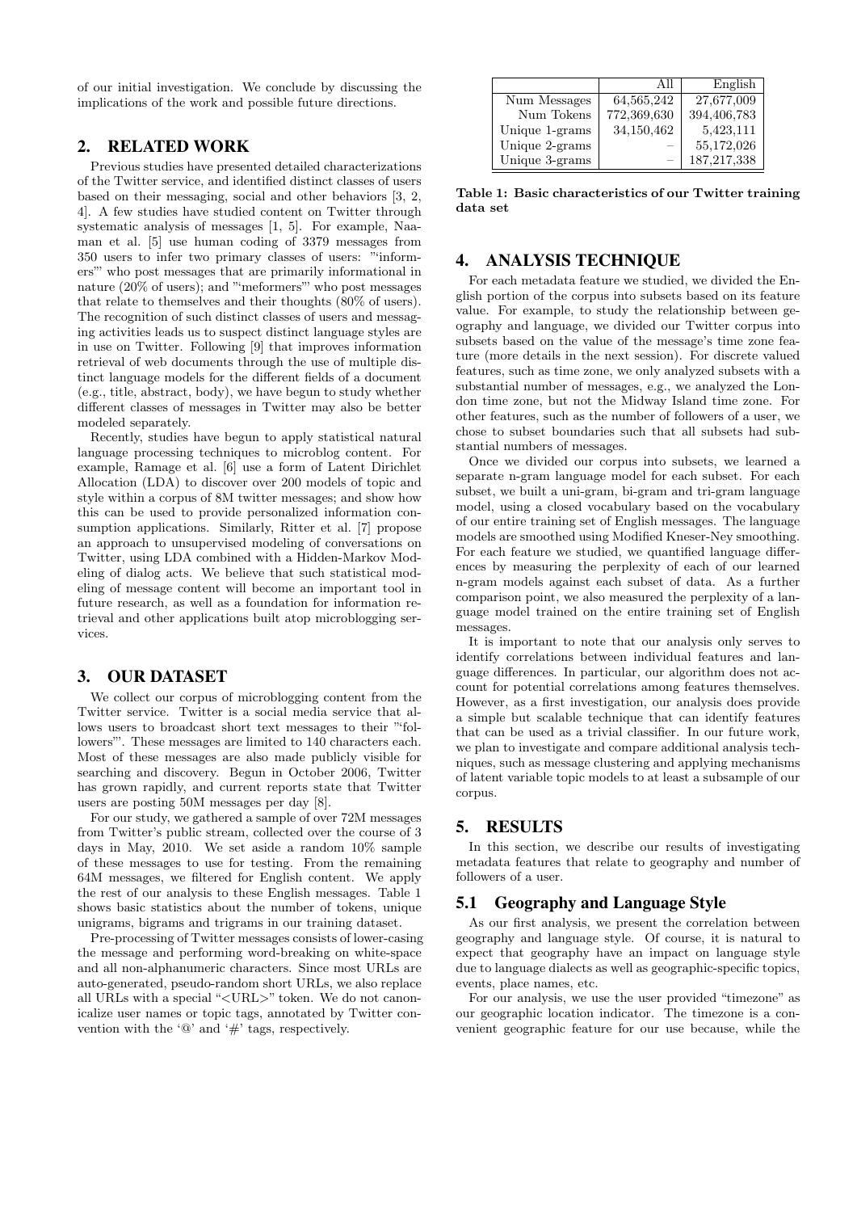of our initial investigation. We conclude by discussing the implications of the work and possible future directions.

## 2. RELATED WORK

Previous studies have presented detailed characterizations of the Twitter service, and identified distinct classes of users based on their messaging, social and other behaviors [3, 2, 4]. A few studies have studied content on Twitter through systematic analysis of messages [1, 5]. For example, Naaman et al. [5] use human coding of 3379 messages from 350 users to infer two primary classes of users: "'informers"' who post messages that are primarily informational in nature (20% of users); and "'meformers"' who post messages that relate to themselves and their thoughts (80% of users). The recognition of such distinct classes of users and messaging activities leads us to suspect distinct language styles are in use on Twitter. Following [9] that improves information retrieval of web documents through the use of multiple distinct language models for the different fields of a document (e.g., title, abstract, body), we have begun to study whether different classes of messages in Twitter may also be better modeled separately.

Recently, studies have begun to apply statistical natural language processing techniques to microblog content. For example, Ramage et al. [6] use a form of Latent Dirichlet Allocation (LDA) to discover over 200 models of topic and style within a corpus of 8M twitter messages; and show how this can be used to provide personalized information consumption applications. Similarly, Ritter et al. [7] propose an approach to unsupervised modeling of conversations on Twitter, using LDA combined with a Hidden-Markov Modeling of dialog acts. We believe that such statistical modeling of message content will become an important tool in future research, as well as a foundation for information retrieval and other applications built atop microblogging services.

## 3. OUR DATASET

We collect our corpus of microblogging content from the Twitter service. Twitter is a social media service that allows users to broadcast short text messages to their "'followers"'. These messages are limited to 140 characters each. Most of these messages are also made publicly visible for searching and discovery. Begun in October 2006, Twitter has grown rapidly, and current reports state that Twitter users are posting 50M messages per day [8].

For our study, we gathered a sample of over 72M messages from Twitter's public stream, collected over the course of 3 days in May, 2010. We set aside a random 10% sample of these messages to use for testing. From the remaining 64M messages, we filtered for English content. We apply the rest of our analysis to these English messages. Table 1 shows basic statistics about the number of tokens, unique unigrams, bigrams and trigrams in our training dataset.

Pre-processing of Twitter messages consists of lower-casing the message and performing word-breaking on white-space and all non-alphanumeric characters. Since most URLs are auto-generated, pseudo-random short URLs, we also replace all URLs with a special "<URL>" token. We do not canonicalize user names or topic tags, annotated by Twitter convention with the '@' and '#' tags, respectively.

| | All | English |
|---|---|---|
| Num Messages | 64,565,242 | 27,677,009 |
| Num Tokens | 772,369,630 | 394,406,783 |
| Unique 1-grams | 34,150,462 | 5,423,111 |
| Unique 2-grams | – | 55,172,026 |
| Unique 3-grams | – | 187,217,338 |

**Table 1: Basic characteristics of our Twitter training data set**

## 4. ANALYSIS TECHNIQUE

For each metadata feature we studied, we divided the English portion of the corpus into subsets based on its feature value. For example, to study the relationship between geography and language, we divided our Twitter corpus into subsets based on the value of the message's time zone feature (more details in the next session). For discrete valued features, such as time zone, we only analyzed subsets with a substantial number of messages, e.g., we analyzed the London time zone, but not the Midway Island time zone. For other features, such as the number of followers of a user, we chose to subset boundaries such that all subsets had substantial numbers of messages.

Once we divided our corpus into subsets, we learned a separate n-gram language model for each subset. For each subset, we built a uni-gram, bi-gram and tri-gram language model, using a closed vocabulary based on the vocabulary of our entire training set of English messages. The language models are smoothed using Modified Kneser-Ney smoothing. For each feature we studied, we quantified language differences by measuring the perplexity of each of our learned n-gram models against each subset of data. As a further comparison point, we also measured the perplexity of a language model trained on the entire training set of English messages.

It is important to note that our analysis only serves to identify correlations between individual features and language differences. In particular, our algorithm does not account for potential correlations among features themselves. However, as a first investigation, our analysis does provide a simple but scalable technique that can identify features that can be used as a trivial classifier. In our future work, we plan to investigate and compare additional analysis techniques, such as message clustering and applying mechanisms of latent variable topic models to at least a subsample of our corpus.

## 5. RESULTS

In this section, we describe our results of investigating metadata features that relate to geography and number of followers of a user.

### 5.1 Geography and Language Style

As our first analysis, we present the correlation between geography and language style. Of course, it is natural to expect that geography have an impact on language style due to language dialects as well as geographic-specific topics, events, place names, etc.

For our analysis, we use the user provided "timezone" as our geographic location indicator. The timezone is a convenient geographic feature for our use because, while the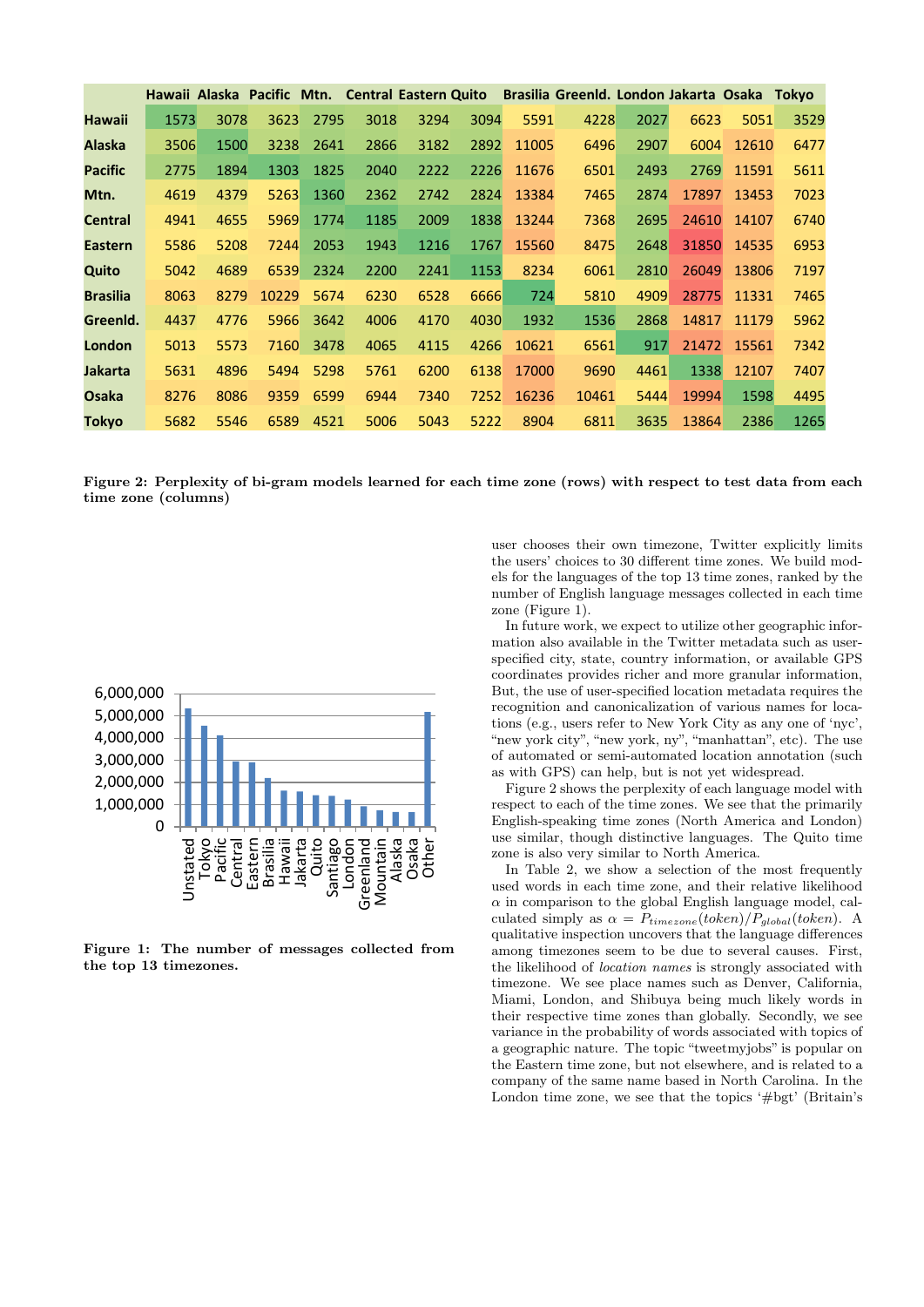| | Hawaii | Alaska | Pacific | Mtn. | Central | Eastern | Quito | Brasilia | Greenld. | London | Jakarta | Osaka | Tokyo |
|---|---|---|---|---|---|---|---|---|---|---|---|---|---|
| **Hawaii** | 1573 | 3078 | 3623 | 2795 | 3018 | 3294 | 3094 | 5591 | 4228 | 2027 | 6623 | 5051 | 3529 |
| **Alaska** | 3506 | 1500 | 3238 | 2641 | 2866 | 3182 | 2892 | 11005 | 6496 | 2907 | 6004 | 12610 | 6477 |
| **Pacific** | 2775 | 1894 | 1303 | 1825 | 2040 | 2222 | 2226 | 11676 | 6501 | 2493 | 2769 | 11591 | 5611 |
| **Mtn.** | 4619 | 4379 | 5263 | 1360 | 2362 | 2742 | 2824 | 13384 | 7465 | 2874 | 17897 | 13453 | 7023 |
| **Central** | 4941 | 4655 | 5969 | 1774 | 1185 | 2009 | 1838 | 13244 | 7368 | 2695 | 24610 | 14107 | 6740 |
| **Eastern** | 5586 | 5208 | 7244 | 2053 | 1943 | 1216 | 1767 | 15560 | 8475 | 2648 | 31850 | 14535 | 6953 |
| **Quito** | 5042 | 4689 | 6539 | 2324 | 2200 | 2241 | 1153 | 8234 | 6061 | 2810 | 26049 | 13806 | 7197 |
| **Brasilia** | 8063 | 8279 | 10229 | 5674 | 6230 | 6528 | 6666 | 724 | 5810 | 4909 | 28775 | 11331 | 7465 |
| **Greenld.** | 4437 | 4776 | 5966 | 3642 | 4006 | 4170 | 4030 | 1932 | 1536 | 2868 | 14817 | 11179 | 5962 |
| **London** | 5013 | 5573 | 7160 | 3478 | 4065 | 4115 | 4266 | 10621 | 6561 | 917 | 21472 | 15561 | 7342 |
| **Jakarta** | 5631 | 4896 | 5494 | 5298 | 5761 | 6200 | 6138 | 17000 | 9690 | 4461 | 1338 | 12107 | 7407 |
| **Osaka** | 8276 | 8086 | 9359 | 6599 | 6944 | 7340 | 7252 | 16236 | 10461 | 5444 | 19994 | 1598 | 4495 |
| **Tokyo** | 5682 | 5546 | 6589 | 4521 | 5006 | 5043 | 5222 | 8904 | 6811 | 3635 | 13864 | 2386 | 1265 |

**Figure 2: Perplexity of bi-gram models learned for each time zone (rows) with respect to test data from each time zone (columns)**

6,000,000
5,000,000
4,000,000
3,000,000
2,000,000
1,000,000
0

Unstated
Tokyo
Pacific
Central
Eastern
Brasilia
Hawaii
Jakarta
Quito
Santiago
London
Greenland
Mountain
Alaska
Osaka
Other

**Figure 1: The number of messages collected from the top 13 timezones.**

user chooses their own timezone, Twitter explicitly limits the users' choices to 30 different time zones. We build models for the languages of the top 13 time zones, ranked by the number of English language messages collected in each time zone (Figure 1).

In future work, we expect to utilize other geographic information also available in the Twitter metadata such as user-specified city, state, country information, or available GPS coordinates provides richer and more granular information, But, the use of user-specified location metadata requires the recognition and canonicalization of various names for locations (e.g., users refer to New York City as any one of 'nyc', "new york city", "new york, ny", "manhattan", etc). The use of automated or semi-automated location annotation (such as with GPS) can help, but is not yet widespread.

Figure 2 shows the perplexity of each language model with respect to each of the time zones. We see that the primarily English-speaking time zones (North America and London) use similar, though distinctive languages. The Quito time zone is also very similar to North America.

In Table 2, we show a selection of the most frequently used words in each time zone, and their relative likelihood $\alpha$ in comparison to the global English language model, calculated simply as $\alpha = P_{timezone}(token)/P_{global}(token)$. A qualitative inspection uncovers that the language differences among timezones seem to be due to several causes. First, the likelihood of *location names* is strongly associated with timezone. We see place names such as Denver, California, Miami, London, and Shibuya being much likely words in their respective time zones than globally. Secondly, we see variance in the probability of words associated with topics of a geographic nature. The topic "tweetmyjobs" is popular on the Eastern time zone, but not elsewhere, and is related to a company of the same name based in North Carolina. In the London time zone, we see that the topics '#bgt' (Britain's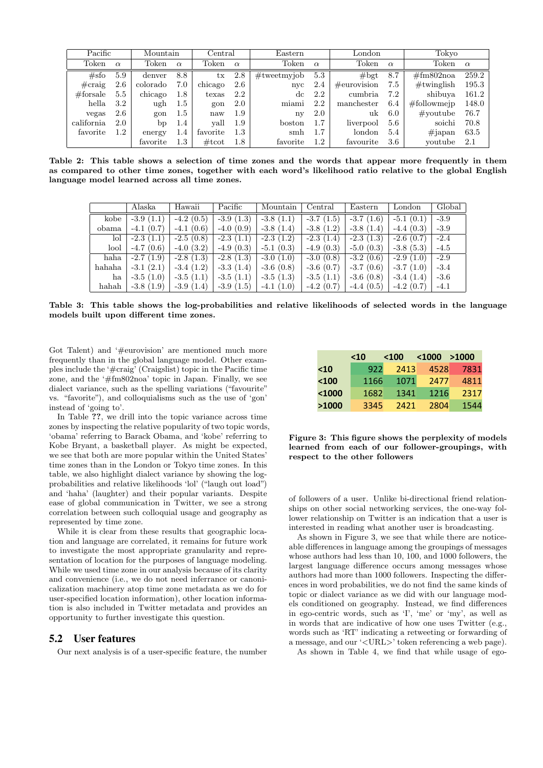| Pacific | | Mountain | | Central | | Eastern | | London | | Tokyo | |
|---|---|---|---|---|---|---|---|---|---|---|---|
| Token | $\alpha$ | Token | $\alpha$ | Token | $\alpha$ | Token | $\alpha$ | Token | $\alpha$ | Token | $\alpha$ |
| #sfo | 5.9 | denver | 8.8 | tx | 2.8 | #tweetmyjob | 5.3 | #bgt | 8.7 | #fm802noa | 259.2 |
| #craig | 2.6 | colorado | 7.0 | chicago | 2.6 | nyc | 2.4 | #eurovision | 7.5 | #twinglish | 195.3 |
| #forsale | 5.5 | chicago | 1.8 | texas | 2.2 | dc | 2.2 | cumbria | 7.2 | shibuya | 161.2 |
| hella | 3.2 | ugh | 1.5 | gon | 2.0 | miami | 2.2 | manchester | 6.4 | #followmejp | 148.0 |
| vegas | 2.6 | gon | 1.5 | naw | 1.9 | ny | 2.0 | uk | 6.0 | #youtube | 76.7 |
| california | 2.0 | bp | 1.4 | yall | 1.9 | boston | 1.7 | liverpool | 5.6 | soichi | 70.8 |
| favorite | 1.2 | energy | 1.4 | favorite | 1.3 | smh | 1.7 | london | 5.4 | #japan | 63.5 |
| | | favorite | 1.3 | #tcot | 1.8 | favorite | 1.2 | favourite | 3.6 | youtube | 2.1 |

**Table 2: This table shows a selection of time zones and the words that appear more frequently in them as compared to other time zones, together with each word's likelihood ratio relative to the global English language model learned across all time zones.**

| | Alaska | Hawaii | Pacific | Mountain | Central | Eastern | London | Global |
|---|---|---|---|---|---|---|---|---|
| kobe | -3.9 (1.1) | -4.2 (0.5) | -3.9 (1.3) | -3.8 (1.1) | -3.7 (1.5) | -3.7 (1.6) | -5.1 (0.1) | -3.9 |
| obama | -4.1 (0.7) | -4.1 (0.6) | -4.0 (0.9) | -3.8 (1.4) | -3.8 (1.2) | -3.8 (1.4) | -4.4 (0.3) | -3.9 |
| lol | -2.3 (1.1) | -2.5 (0.8) | -2.3 (1.1) | -2.3 (1.2) | -2.3 (1.4) | -2.3 (1.3) | -2.6 (0.7) | -2.4 |
| lool | -4.7 (0.6) | -4.0 (3.2) | -4.9 (0.3) | -5.1 (0.3) | -4.9 (0.3) | -5.0 (0.3) | -3.8 (5.3) | -4.5 |
| haha | -2.7 (1.9) | -2.8 (1.3) | -2.8 (1.3) | -3.0 (1.0) | -3.0 (0.8) | -3.2 (0.6) | -2.9 (1.0) | -2.9 |
| hahaha | -3.1 (2.1) | -3.4 (1.2) | -3.3 (1.4) | -3.6 (0.8) | -3.6 (0.7) | -3.7 (0.6) | -3.7 (1.0) | -3.4 |
| ha | -3.5 (1.0) | -3.5 (1.1) | -3.5 (1.1) | -3.5 (1.3) | -3.5 (1.1) | -3.6 (0.8) | -3.4 (1.4) | -3.6 |
| hahah | -3.8 (1.9) | -3.9 (1.4) | -3.9 (1.5) | -4.1 (1.0) | -4.2 (0.7) | -4.4 (0.5) | -4.2 (0.7) | -4.1 |

**Table 3: This table shows the log-probabilities and relative likelihoods of selected words in the language models built upon different time zones.**

Got Talent) and '#eurovision' are mentioned much more frequently than in the global language model. Other examples include the '#craig' (Craigslist) topic in the Pacific time zone, and the '#fm802noa' topic in Japan. Finally, we see dialect variance, such as the spelling variations ("favourite" vs. "favorite"), and colloquialisms such as the use of 'gon' instead of 'going to'.

In Table ??, we drill into the topic variance across time zones by inspecting the relative popularity of two topic words, 'obama' referring to Barack Obama, and 'kobe' referring to Kobe Bryant, a basketball player. As might be expected, we see that both are more popular within the United States' time zones than in the London or Tokyo time zones. In this table, we also highlight dialect variance by showing the log-probabilities and relative likelihoods 'lol' ("laugh out load") and 'haha' (laughter) and their popular variants. Despite ease of global communication in Twitter, we see a strong correlation between such colloquial usage and geography as represented by time zone.

While it is clear from these results that geographic location and language are correlated, it remains for future work to investigate the most appropriate granularity and representation of location for the purposes of language modeling. While we used time zone in our analysis because of its clarity and convenience (i.e., we do not need inferrance or canonicalization machinery atop time zone metadata as we do for user-specified location information), other location information is also included in Twitter metadata and provides an opportunity to further investigate this question.

## 5.2 User features

Our next analysis is of a user-specific feature, the number of followers of a user. Unlike bi-directional friend relationships on other social networking services, the one-way follower relationship on Twitter is an indication that a user is interested in reading what another user is broadcasting.

<10 <100 <1000 >1000
<10 922 2413 4528 7831
<100 1166 1071 2477 4811
<1000 1682 1341 1216 2317
>1000 3345 2421 2804 1544

**Figure 3: This figure shows the perplexity of models learned from each of our follower-groupings, with respect to the other followers**

As shown in Figure 3, we see that while there are noticeable differences in language among the groupings of messages whose authors had less than 10, 100, and 1000 followers, the largest language difference occurs among messages whose authors had more than 1000 followers. Inspecting the differences in word probabilities, we do not find the same kinds of topic or dialect variance as we did with our language models conditioned on geography. Instead, we find differences in ego-centric words, such as 'I', 'me' or 'my', as well as in words that are indicative of how one uses Twitter (e.g., words such as 'RT' indicating a retweeting or forwarding of a message, and our '<URL>' token referencing a web page).

As shown in Table 4, we find that while usage of ego-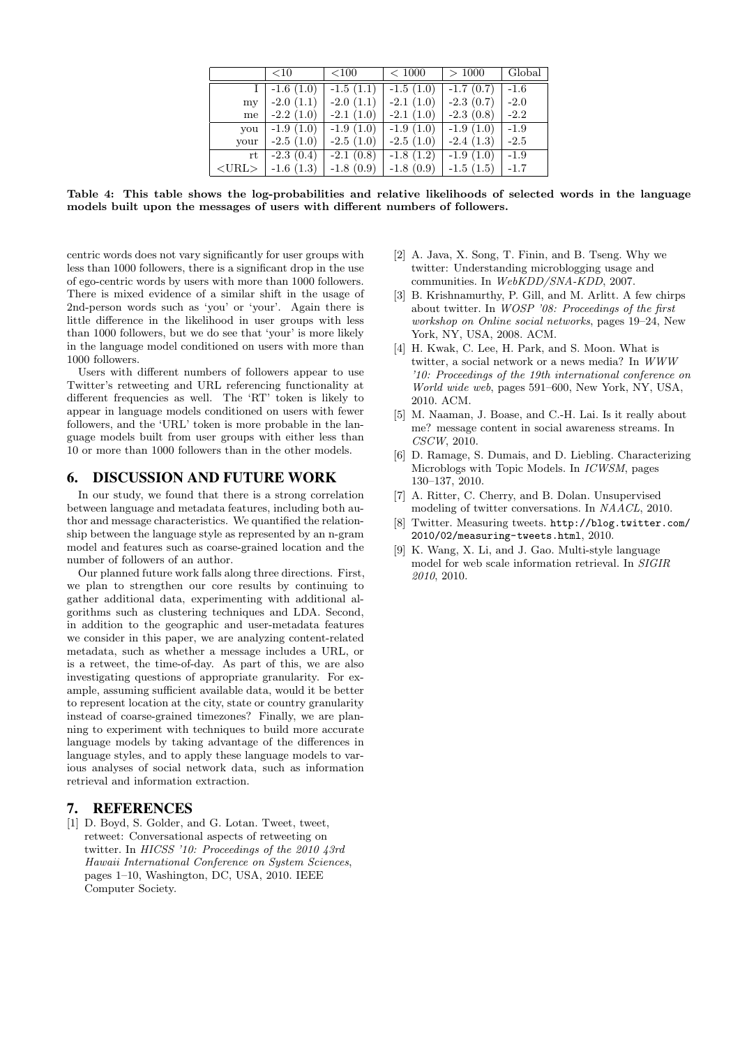| | <10 | <100 | < 1000 | > 1000 | Global |
|---|---|---|---|---|---|
| I | -1.6 (1.0) | -1.5 (1.1) | -1.5 (1.0) | -1.7 (0.7) | -1.6 |
| my | -2.0 (1.1) | -2.0 (1.1) | -2.1 (1.0) | -2.3 (0.7) | -2.0 |
| me | -2.2 (1.0) | -2.1 (1.0) | -2.1 (1.0) | -2.3 (0.8) | -2.2 |
| you | -1.9 (1.0) | -1.9 (1.0) | -1.9 (1.0) | -1.9 (1.0) | -1.9 |
| your | -2.5 (1.0) | -2.5 (1.0) | -2.5 (1.0) | -2.4 (1.3) | -2.5 |
| rt | -2.3 (0.4) | -2.1 (0.8) | -1.8 (1.2) | -1.9 (1.0) | -1.9 |
| <URL> | -1.6 (1.3) | -1.8 (0.9) | -1.8 (0.9) | -1.5 (1.5) | -1.7 |

**Table 4: This table shows the log-probabilities and relative likelihoods of selected words in the language models built upon the messages of users with different numbers of followers.**

centric words does not vary significantly for user groups with less than 1000 followers, there is a significant drop in the use of ego-centric words by users with more than 1000 followers. There is mixed evidence of a similar shift in the usage of 2nd-person words such as 'you' or 'your'. Again there is little difference in the likelihood in user groups with less than 1000 followers, but we do see that 'your' is more likely in the language model conditioned on users with more than 1000 followers.

Users with different numbers of followers appear to use Twitter's retweeting and URL referencing functionality at different frequencies as well. The 'RT' token is likely to appear in language models conditioned on users with fewer followers, and the 'URL' token is more probable in the language models built from user groups with either less than 10 or more than 1000 followers than in the other models.

## 6. DISCUSSION AND FUTURE WORK

In our study, we found that there is a strong correlation between language and metadata features, including both author and message characteristics. We quantified the relationship between the language style as represented by an n-gram model and features such as coarse-grained location and the number of followers of an author.

Our planned future work falls along three directions. First, we plan to strengthen our core results by continuing to gather additional data, experimenting with additional algorithms such as clustering techniques and LDA. Second, in addition to the geographic and user-metadata features we consider in this paper, we are analyzing content-related metadata, such as whether a message includes a URL, or is a retweet, the time-of-day. As part of this, we are also investigating questions of appropriate granularity. For example, assuming sufficient available data, would it be better to represent location at the city, state or country granularity instead of coarse-grained timezones? Finally, we are planning to experiment with techniques to build more accurate language models by taking advantage of the differences in language styles, and to apply these language models to various analyses of social network data, such as information retrieval and information extraction.

## 7. REFERENCES

[1] D. Boyd, S. Golder, and G. Lotan. Tweet, tweet, retweet: Conversational aspects of retweeting on twitter. In *HICSS '10: Proceedings of the 2010 43rd Hawaii International Conference on System Sciences*, pages 1–10, Washington, DC, USA, 2010. IEEE Computer Society.

[2] A. Java, X. Song, T. Finin, and B. Tseng. Why we twitter: Understanding microblogging usage and communities. In *WebKDD/SNA-KDD*, 2007.

[3] B. Krishnamurthy, P. Gill, and M. Arlitt. A few chirps about twitter. In *WOSP '08: Proceedings of the first workshop on Online social networks*, pages 19–24, New York, NY, USA, 2008. ACM.

[4] H. Kwak, C. Lee, H. Park, and S. Moon. What is twitter, a social network or a news media? In *WWW '10: Proceedings of the 19th international conference on World wide web*, pages 591–600, New York, NY, USA, 2010. ACM.

[5] M. Naaman, J. Boase, and C.-H. Lai. Is it really about me? message content in social awareness streams. In *CSCW*, 2010.

[6] D. Ramage, S. Dumais, and D. Liebling. Characterizing Microblogs with Topic Models. In *ICWSM*, pages 130–137, 2010.

[7] A. Ritter, C. Cherry, and B. Dolan. Unsupervised modeling of twitter conversations. In *NAACL*, 2010.

[8] Twitter. Measuring tweets. `http://blog.twitter.com/2010/02/measuring-tweets.html`, 2010.

[9] K. Wang, X. Li, and J. Gao. Multi-style language model for web scale information retrieval. In *SIGIR 2010*, 2010.